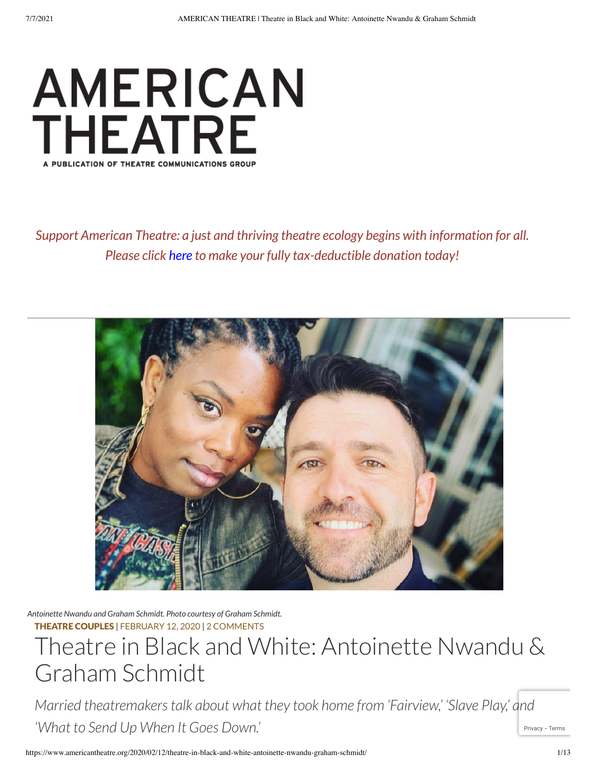# AMERICAN THEATRE

A PUBLICATION OF THEATRE COMMUNICATIONS GROUP

*Support American Theatre: a just and thriving theatre ecology begins with information for all. Please click here to make your fully tax-deductible donation today!*

*Antoinette Nwandu and Graham Schmidt. Photo courtesy of Graham Schmidt.*

**THEATRE COUPLES** | FEBRUARY 12, 2020 | 2 COMMENTS

# Theatre in Black and White: Antoinette Nwandu & Graham Schmidt

*Married theatremakers talk about what they took home from 'Fairview,' 'Slave Play,' and 'What to Send Up When It Goes Down.'*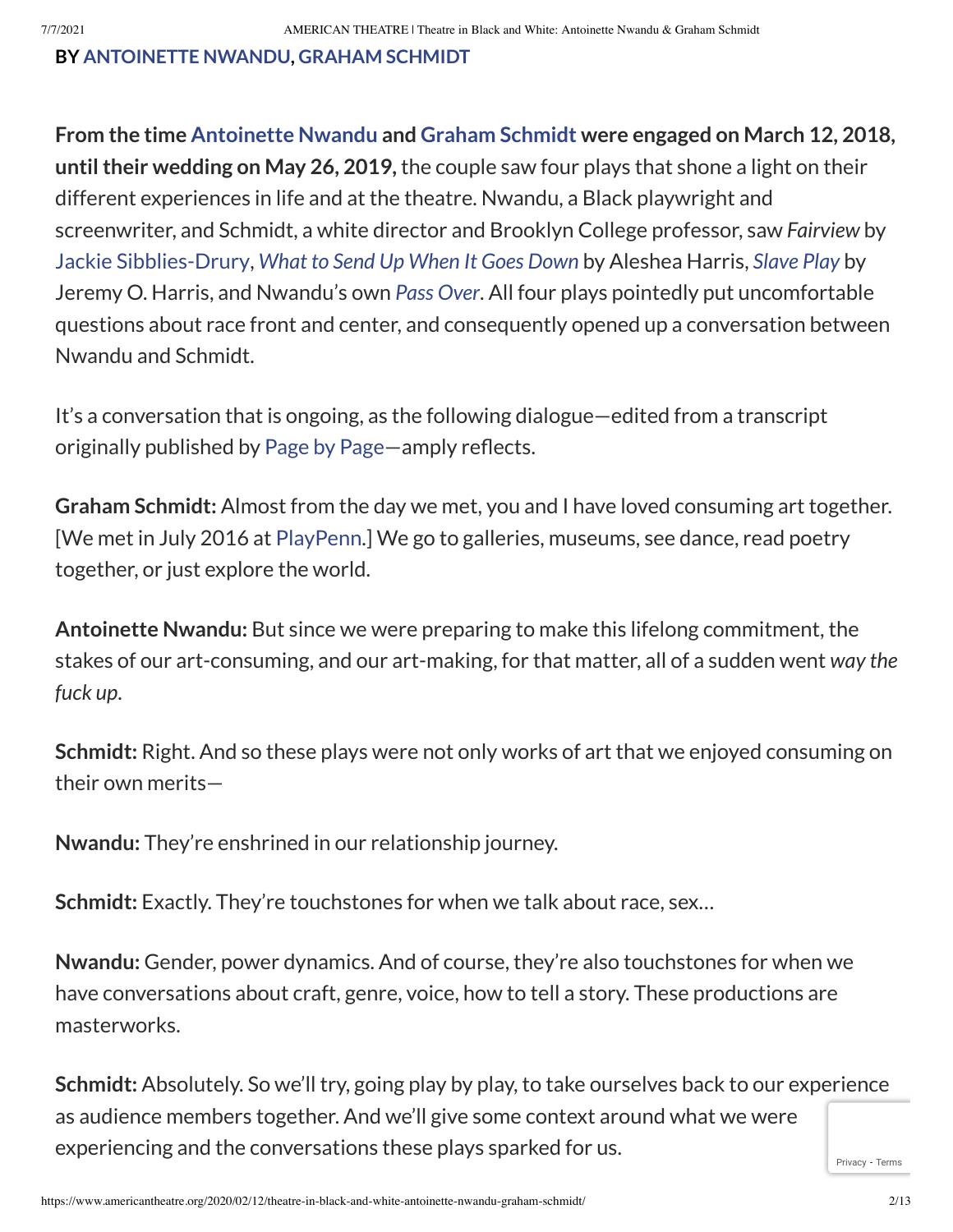**BY ANTOINETTE NWANDU, GRAHAM SCHMIDT**

**From the time Antoinette Nwandu and Graham Schmidt were engaged on March 12, 2018, until their wedding on May 26, 2019,** the couple saw four plays that shone a light on their different experiences in life and at the theatre. Nwandu, a Black playwright and screenwriter, and Schmidt, a white director and Brooklyn College professor, saw *Fairview* by Jackie Sibblies-Drury, *What to Send Up When It Goes Down* by Aleshea Harris, *Slave Play* by Jeremy O. Harris, and Nwandu's own *Pass Over*. All four plays pointedly put uncomfortable questions about race front and center, and consequently opened up a conversation between Nwandu and Schmidt.

It's a conversation that is ongoing, as the following dialogue—edited from a transcript originally published by Page by Page—amply reflects.

**Graham Schmidt:** Almost from the day we met, you and I have loved consuming art together. [We met in July 2016 at PlayPenn.] We go to galleries, museums, see dance, read poetry together, or just explore the world.

**Antoinette Nwandu:** But since we were preparing to make this lifelong commitment, the stakes of our art-consuming, and our art-making, for that matter, all of a sudden went *way the fuck up*.

**Schmidt:** Right. And so these plays were not only works of art that we enjoyed consuming on their own merits—

**Nwandu:** They're enshrined in our relationship journey.

**Schmidt:** Exactly. They're touchstones for when we talk about race, sex…

**Nwandu:** Gender, power dynamics. And of course, they're also touchstones for when we have conversations about craft, genre, voice, how to tell a story. These productions are masterworks.

**Schmidt:** Absolutely. So we'll try, going play by play, to take ourselves back to our experience as audience members together. And we'll give some context around what we were experiencing and the conversations these plays sparked for us.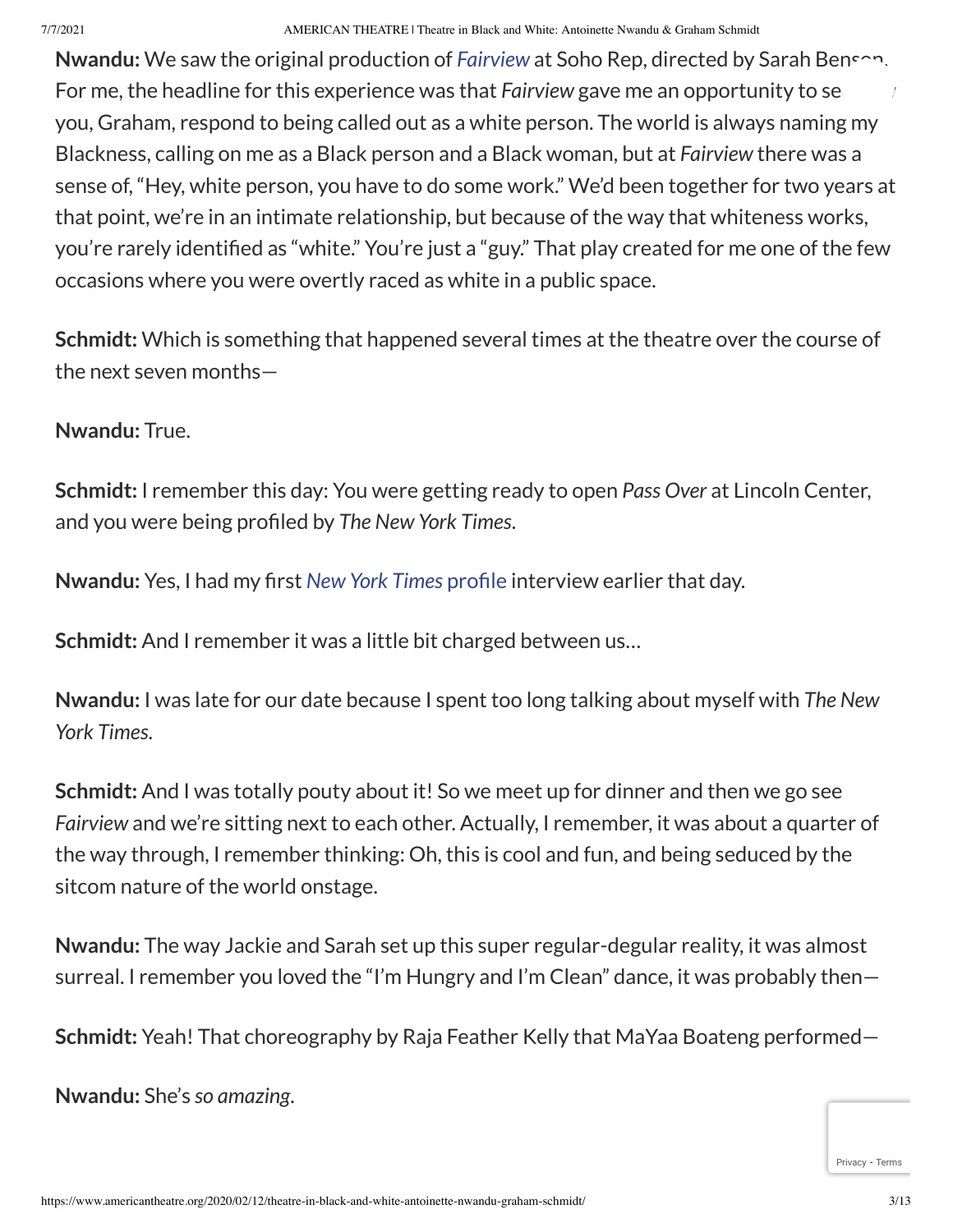**Nwandu:** We saw the original production of *Fairview* at Soho Rep, directed by Sarah Benson. For me, the headline for this experience was that *Fairview* gave me an opportunity to see you, Graham, respond to being called out as a white person. The world is always naming my Blackness, calling on me as a Black person and a Black woman, but at *Fairview* there was a sense of, "Hey, white person, you have to do some work." We'd been together for two years at that point, we're in an intimate relationship, but because of the way that whiteness works, you're rarely identified as "white." You're just a "guy." That play created for me one of the few occasions where you were overtly raced as white in a public space.

**Schmidt:** Which is something that happened several times at the theatre over the course of the next seven months—

**Nwandu:** True.

**Schmidt:** I remember this day: You were getting ready to open *Pass Over* at Lincoln Center, and you were being profiled by *The New York Times*.

**Nwandu:** Yes, I had my first *New York Times* profile interview earlier that day.

**Schmidt:** And I remember it was a little bit charged between us…

**Nwandu:** I was late for our date because I spent too long talking about myself with *The New York Times*.

**Schmidt:** And I was totally pouty about it! So we meet up for dinner and then we go see *Fairview* and we're sitting next to each other. Actually, I remember, it was about a quarter of the way through, I remember thinking: Oh, this is cool and fun, and being seduced by the sitcom nature of the world onstage.

**Nwandu:** The way Jackie and Sarah set up this super regular-degular reality, it was almost surreal. I remember you loved the "I'm Hungry and I'm Clean" dance, it was probably then—

**Schmidt:** Yeah! That choreography by Raja Feather Kelly that MaYaa Boateng performed—

**Nwandu:** She's *so amazing*.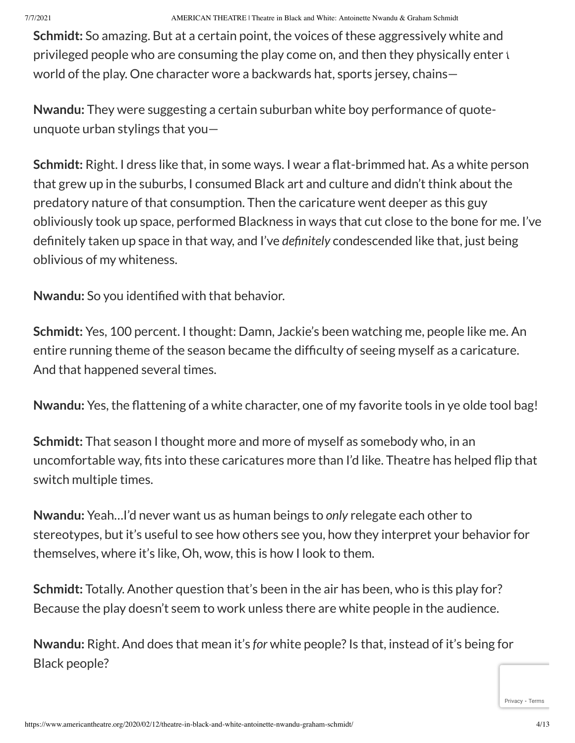**Schmidt:** So amazing. But at a certain point, the voices of these aggressively white and privileged people who are consuming the play come on, and then they physically enter the world of the play. One character wore a backwards hat, sports jersey, chains—

**Nwandu:** They were suggesting a certain suburban white boy performance of quote-unquote urban stylings that you—

**Schmidt:** Right. I dress like that, in some ways. I wear a flat-brimmed hat. As a white person that grew up in the suburbs, I consumed Black art and culture and didn't think about the predatory nature of that consumption. Then the caricature went deeper as this guy obliviously took up space, performed Blackness in ways that cut close to the bone for me. I've definitely taken up space in that way, and I've *definitely* condescended like that, just being oblivious of my whiteness.

**Nwandu:** So you identified with that behavior.

**Schmidt:** Yes, 100 percent. I thought: Damn, Jackie's been watching me, people like me. An entire running theme of the season became the difficulty of seeing myself as a caricature. And that happened several times.

**Nwandu:** Yes, the flattening of a white character, one of my favorite tools in ye olde tool bag!

**Schmidt:** That season I thought more and more of myself as somebody who, in an uncomfortable way, fits into these caricatures more than I'd like. Theatre has helped flip that switch multiple times.

**Nwandu:** Yeah…I'd never want us as human beings to *only* relegate each other to stereotypes, but it's useful to see how others see you, how they interpret your behavior for themselves, where it's like, Oh, wow, this is how I look to them.

**Schmidt:** Totally. Another question that's been in the air has been, who is this play for? Because the play doesn't seem to work unless there are white people in the audience.

**Nwandu:** Right. And does that mean it's *for* white people? Is that, instead of it's being for Black people?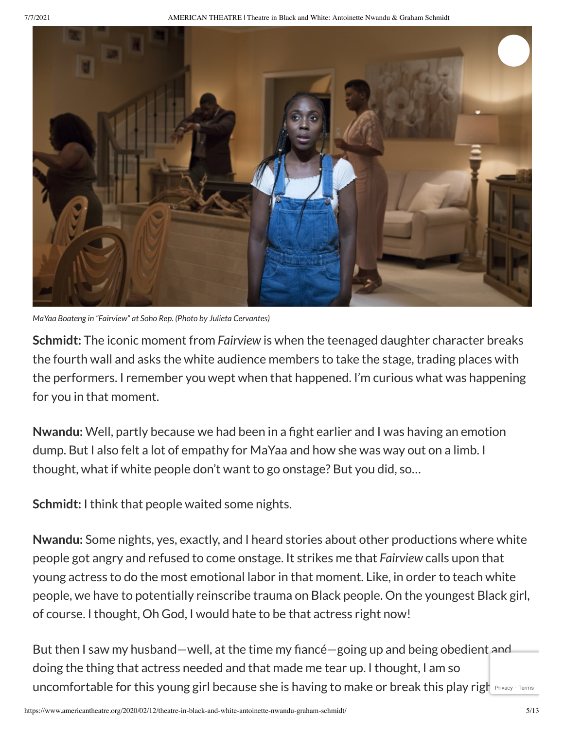*MaYaa Boateng in "Fairview" at Soho Rep. (Photo by Julieta Cervantes)*

**Schmidt:** The iconic moment from *Fairview* is when the teenaged daughter character breaks the fourth wall and asks the white audience members to take the stage, trading places with the performers. I remember you wept when that happened. I'm curious what was happening for you in that moment.

**Nwandu:** Well, partly because we had been in a fight earlier and I was having an emotion dump. But I also felt a lot of empathy for MaYaa and how she was way out on a limb. I thought, what if white people don't want to go onstage? But you did, so…

**Schmidt:** I think that people waited some nights.

**Nwandu:** Some nights, yes, exactly, and I heard stories about other productions where white people got angry and refused to come onstage. It strikes me that *Fairview* calls upon that young actress to do the most emotional labor in that moment. Like, in order to teach white people, we have to potentially reinscribe trauma on Black people. On the youngest Black girl, of course. I thought, Oh God, I would hate to be that actress right now!

But then I saw my husband—well, at the time my fiancé—going up and being obedient and doing the thing that actress needed and that made me tear up. I thought, I am so uncomfortable for this young girl because she is having to make or break this play righ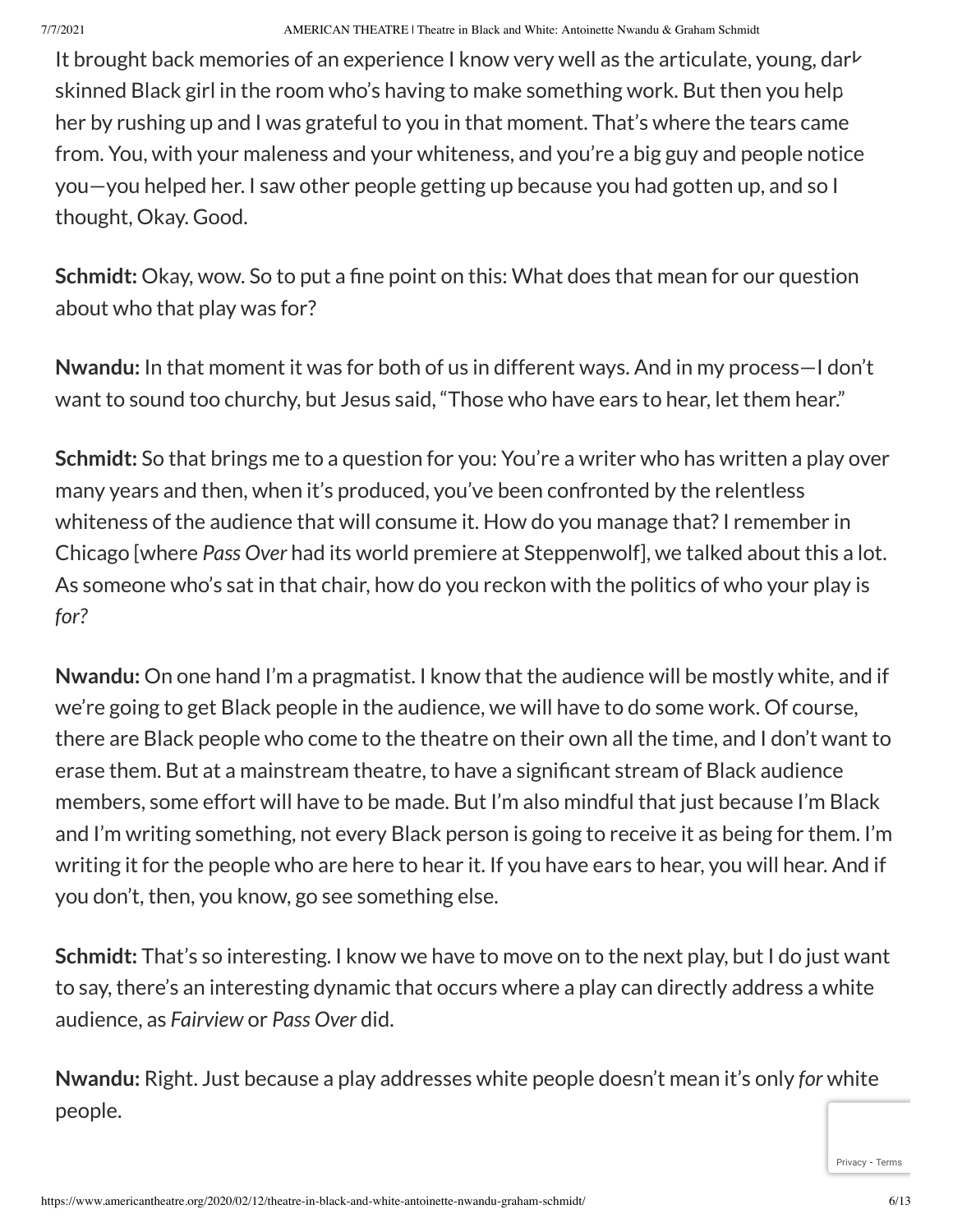It brought back memories of an experience I know very well as the articulate, young, dark skinned Black girl in the room who's having to make something work. But then you help her by rushing up and I was grateful to you in that moment. That's where the tears came from. You, with your maleness and your whiteness, and you're a big guy and people notice you—you helped her. I saw other people getting up because you had gotten up, and so I thought, Okay. Good.

**Schmidt:** Okay, wow. So to put a fine point on this: What does that mean for our question about who that play was for?

**Nwandu:** In that moment it was for both of us in different ways. And in my process—I don't want to sound too churchy, but Jesus said, "Those who have ears to hear, let them hear."

**Schmidt:** So that brings me to a question for you: You're a writer who has written a play over many years and then, when it's produced, you've been confronted by the relentless whiteness of the audience that will consume it. How do you manage that? I remember in Chicago [where *Pass Over* had its world premiere at Steppenwolf], we talked about this a lot. As someone who's sat in that chair, how do you reckon with the politics of who your play is *for*?

**Nwandu:** On one hand I'm a pragmatist. I know that the audience will be mostly white, and if we're going to get Black people in the audience, we will have to do some work. Of course, there are Black people who come to the theatre on their own all the time, and I don't want to erase them. But at a mainstream theatre, to have a significant stream of Black audience members, some effort will have to be made. But I'm also mindful that just because I'm Black and I'm writing something, not every Black person is going to receive it as being for them. I'm writing it for the people who are here to hear it. If you have ears to hear, you will hear. And if you don't, then, you know, go see something else.

**Schmidt:** That's so interesting. I know we have to move on to the next play, but I do just want to say, there's an interesting dynamic that occurs where a play can directly address a white audience, as *Fairview* or *Pass Over* did.

**Nwandu:** Right. Just because a play addresses white people doesn't mean it's only *for* white people.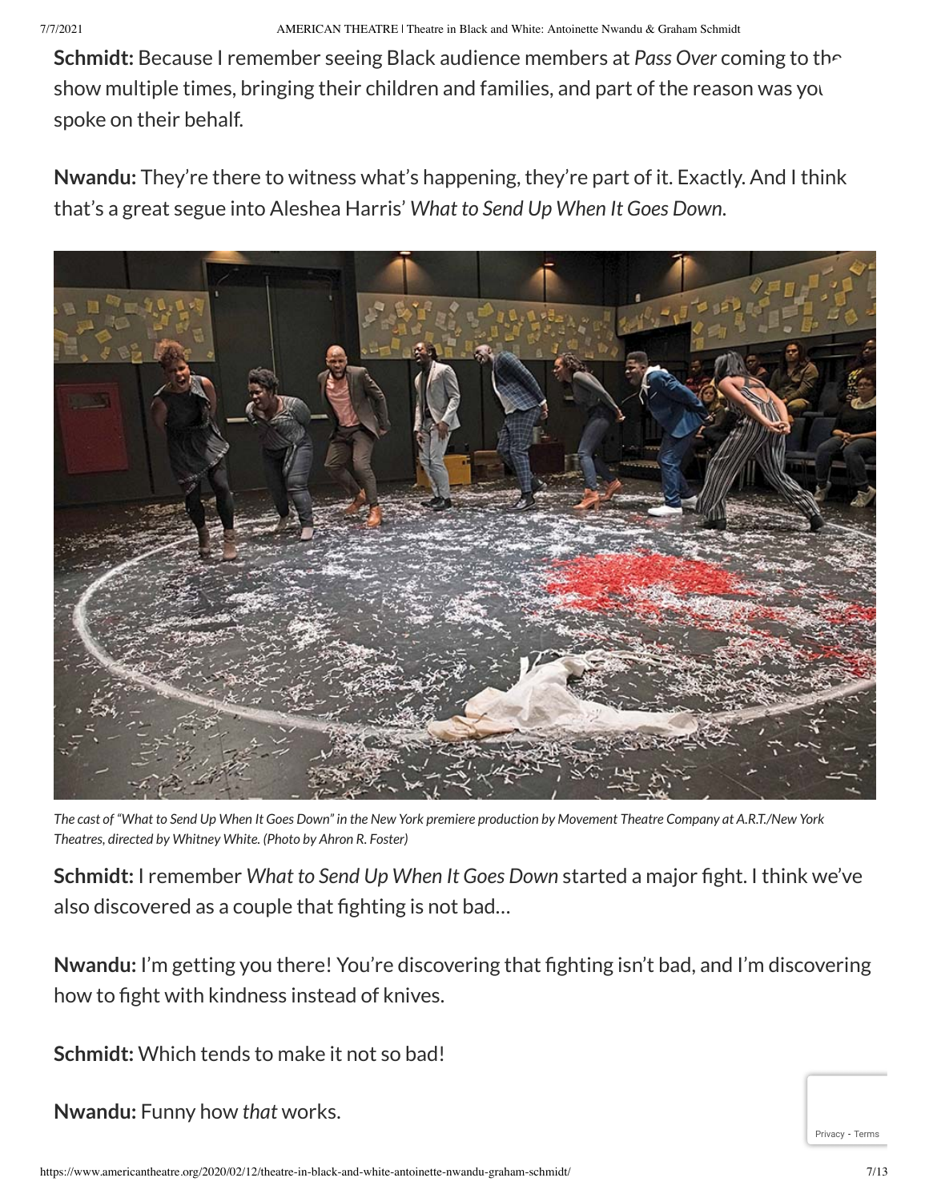**Schmidt:** Because I remember seeing Black audience members at *Pass Over* coming to the show multiple times, bringing their children and families, and part of the reason was you spoke on their behalf.

**Nwandu:** They're there to witness what's happening, they're part of it. Exactly. And I think that's a great segue into Aleshea Harris' *What to Send Up When It Goes Down*.

*The cast of "What to Send Up When It Goes Down" in the New York premiere production by Movement Theatre Company at A.R.T./New York Theatres, directed by Whitney White. (Photo by Ahron R. Foster)*

**Schmidt:** I remember *What to Send Up When It Goes Down* started a major fight. I think we've also discovered as a couple that fighting is not bad…

**Nwandu:** I'm getting you there! You're discovering that fighting isn't bad, and I'm discovering how to fight with kindness instead of knives.

**Schmidt:** Which tends to make it not so bad!

**Nwandu:** Funny how *that* works.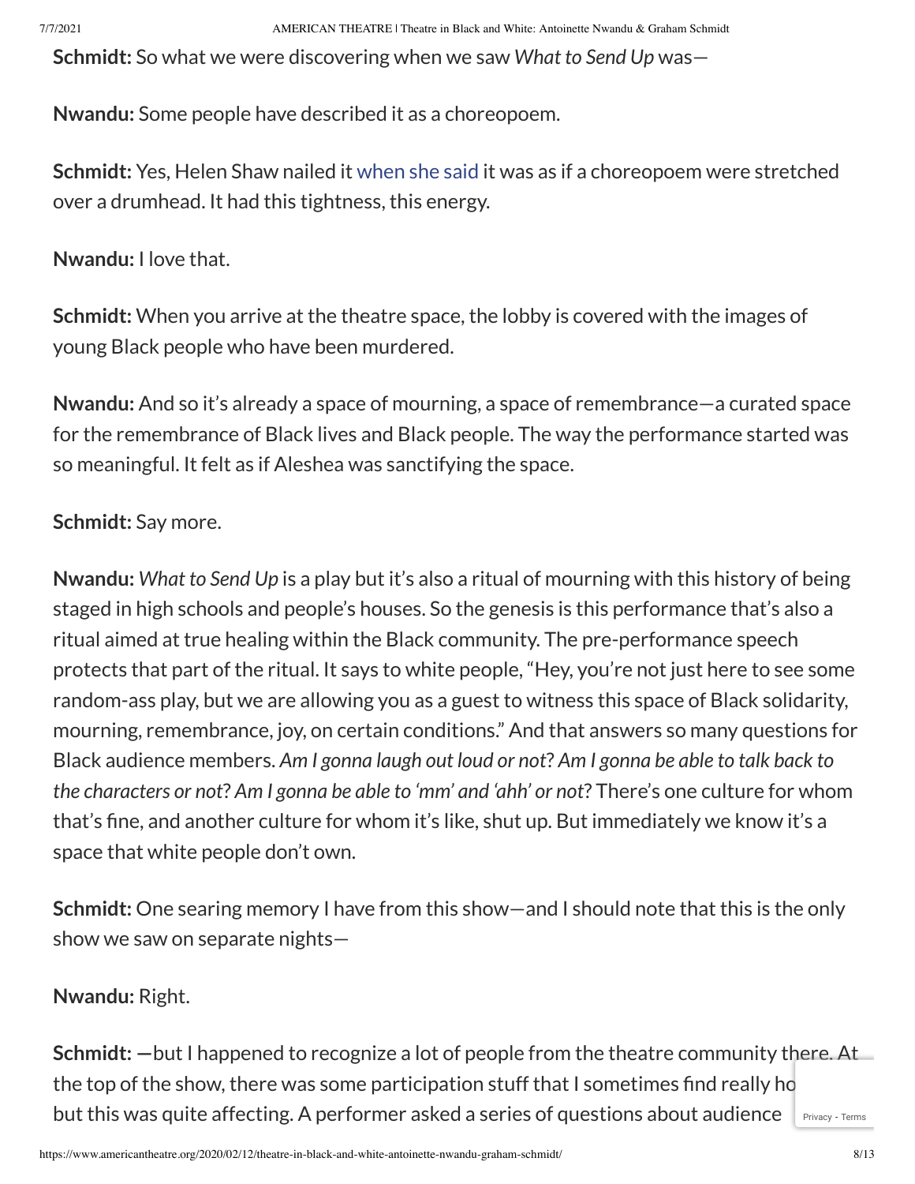**Schmidt:** So what we were discovering when we saw *What to Send Up* was—

**Nwandu:** Some people have described it as a choreopoem.

**Schmidt:** Yes, Helen Shaw nailed it when she said it was as if a choreopoem were stretched over a drumhead. It had this tightness, this energy.

**Nwandu:** I love that.

**Schmidt:** When you arrive at the theatre space, the lobby is covered with the images of young Black people who have been murdered.

**Nwandu:** And so it's already a space of mourning, a space of remembrance—a curated space for the remembrance of Black lives and Black people. The way the performance started was so meaningful. It felt as if Aleshea was sanctifying the space.

**Schmidt:** Say more.

**Nwandu:** *What to Send Up* is a play but it's also a ritual of mourning with this history of being staged in high schools and people's houses. So the genesis is this performance that's also a ritual aimed at true healing within the Black community. The pre-performance speech protects that part of the ritual. It says to white people, "Hey, you're not just here to see some random-ass play, but we are allowing you as a guest to witness this space of Black solidarity, mourning, remembrance, joy, on certain conditions." And that answers so many questions for Black audience members. *Am I gonna laugh out loud or not? Am I gonna be able to talk back to the characters or not? Am I gonna be able to 'mm' and 'ahh' or not?* There's one culture for whom that's fine, and another culture for whom it's like, shut up. But immediately we know it's a space that white people don't own.

**Schmidt:** One searing memory I have from this show—and I should note that this is the only show we saw on separate nights—

**Nwandu:** Right.

**Schmidt:** —but I happened to recognize a lot of people from the theatre community there. At the top of the show, there was some participation stuff that I sometimes find really ho but this was quite affecting. A performer asked a series of questions about audience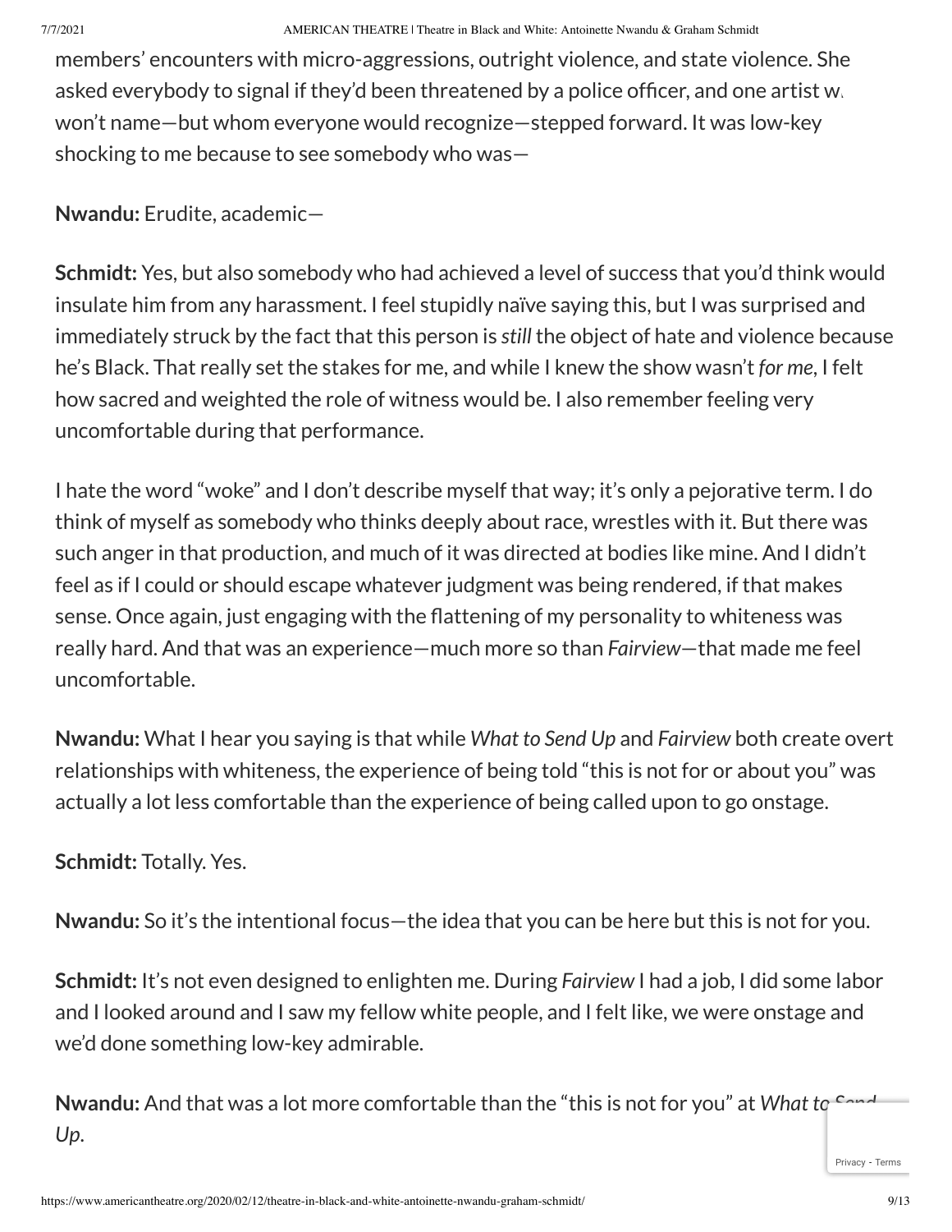members' encounters with micro-aggressions, outright violence, and state violence. She asked everybody to signal if they'd been threatened by a police officer, and one artist w won't name—but whom everyone would recognize—stepped forward. It was low-key shocking to me because to see somebody who was—

**Nwandu:** Erudite, academic—

**Schmidt:** Yes, but also somebody who had achieved a level of success that you'd think would insulate him from any harassment. I feel stupidly naïve saying this, but I was surprised and immediately struck by the fact that this person is *still* the object of hate and violence because he's Black. That really set the stakes for me, and while I knew the show wasn't *for me*, I felt how sacred and weighted the role of witness would be. I also remember feeling very uncomfortable during that performance.

I hate the word "woke" and I don't describe myself that way; it's only a pejorative term. I do think of myself as somebody who thinks deeply about race, wrestles with it. But there was such anger in that production, and much of it was directed at bodies like mine. And I didn't feel as if I could or should escape whatever judgment was being rendered, if that makes sense. Once again, just engaging with the flattening of my personality to whiteness was really hard. And that was an experience—much more so than *Fairview*—that made me feel uncomfortable.

**Nwandu:** What I hear you saying is that while *What to Send Up* and *Fairview* both create overt relationships with whiteness, the experience of being told "this is not for or about you" was actually a lot less comfortable than the experience of being called upon to go onstage.

**Schmidt:** Totally. Yes.

**Nwandu:** So it's the intentional focus—the idea that you can be here but this is not for you.

**Schmidt:** It's not even designed to enlighten me. During *Fairview* I had a job, I did some labor and I looked around and I saw my fellow white people, and I felt like, we were onstage and we'd done something low-key admirable.

**Nwandu:** And that was a lot more comfortable than the "this is not for you" at *What to Send Up*.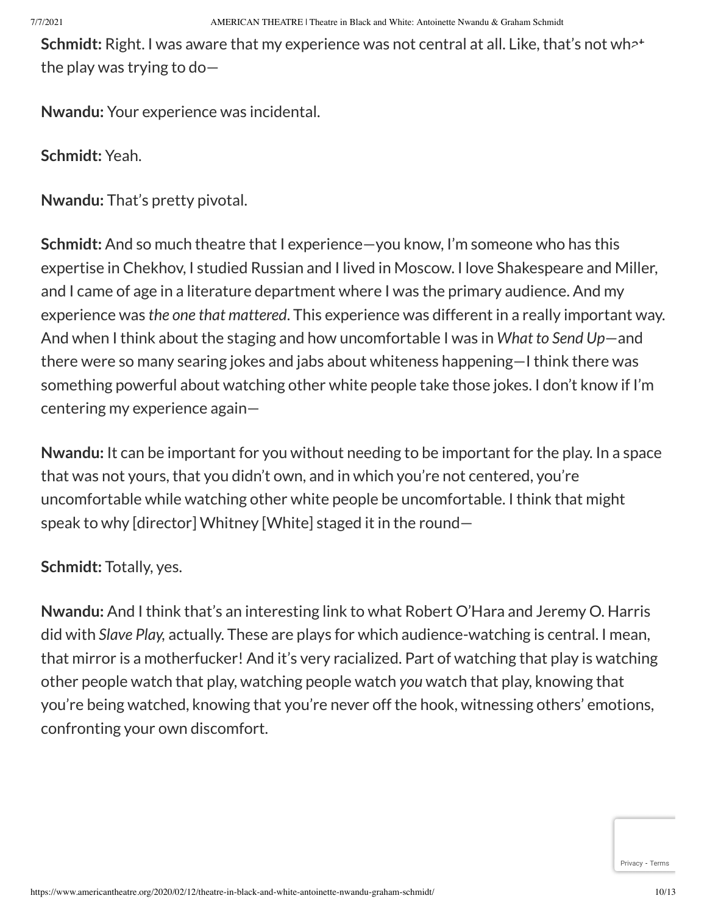**Schmidt:** Right. I was aware that my experience was not central at all. Like, that's not what the play was trying to do—

**Nwandu:** Your experience was incidental.

**Schmidt:** Yeah.

**Nwandu:** That's pretty pivotal.

**Schmidt:** And so much theatre that I experience—you know, I'm someone who has this expertise in Chekhov, I studied Russian and I lived in Moscow. I love Shakespeare and Miller, and I came of age in a literature department where I was the primary audience. And my experience was *the one that mattered*. This experience was different in a really important way. And when I think about the staging and how uncomfortable I was in *What to Send Up*—and there were so many searing jokes and jabs about whiteness happening—I think there was something powerful about watching other white people take those jokes. I don't know if I'm centering my experience again—

**Nwandu:** It can be important for you without needing to be important for the play. In a space that was not yours, that you didn't own, and in which you're not centered, you're uncomfortable while watching other white people be uncomfortable. I think that might speak to why [director] Whitney [White] staged it in the round—

**Schmidt:** Totally, yes.

**Nwandu:** And I think that's an interesting link to what Robert O'Hara and Jeremy O. Harris did with *Slave Play,* actually. These are plays for which audience-watching is central. I mean, that mirror is a motherfucker! And it's very racialized. Part of watching that play is watching other people watch that play, watching people watch *you* watch that play, knowing that you're being watched, knowing that you're never off the hook, witnessing others' emotions, confronting your own discomfort.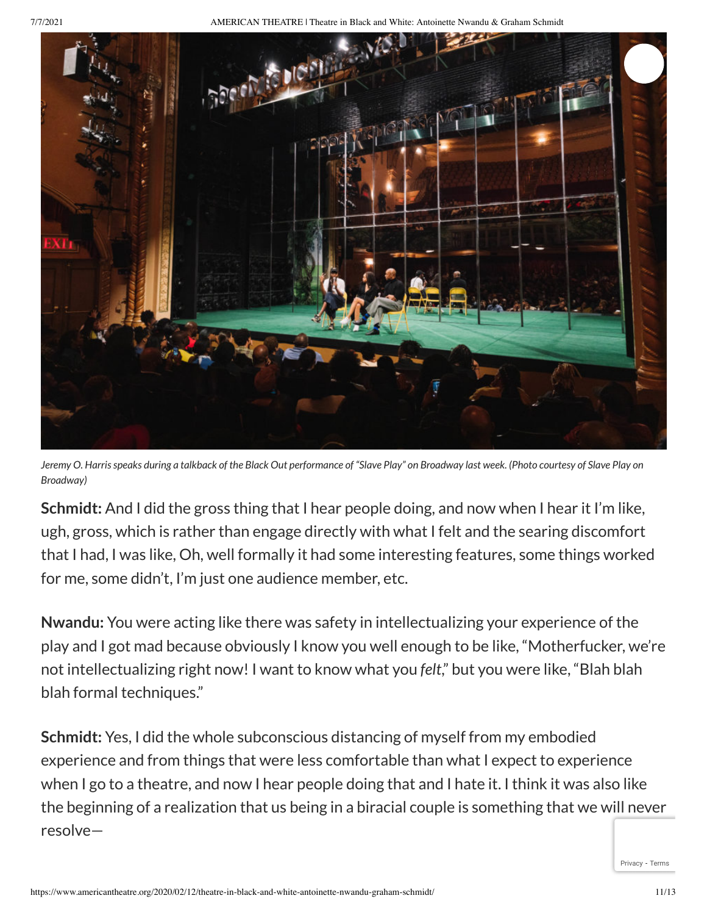*Jeremy O. Harris speaks during a talkback of the Black Out performance of "Slave Play" on Broadway last week. (Photo courtesy of Slave Play on Broadway)*

**Schmidt:** And I did the gross thing that I hear people doing, and now when I hear it I'm like, ugh, gross, which is rather than engage directly with what I felt and the searing discomfort that I had, I was like, Oh, well formally it had some interesting features, some things worked for me, some didn't, I'm just one audience member, etc.

**Nwandu:** You were acting like there was safety in intellectualizing your experience of the play and I got mad because obviously I know you well enough to be like, "Motherfucker, we're not intellectualizing right now! I want to know what you *felt*," but you were like, "Blah blah blah formal techniques."

**Schmidt:** Yes, I did the whole subconscious distancing of myself from my embodied experience and from things that were less comfortable than what I expect to experience when I go to a theatre, and now I hear people doing that and I hate it. I think it was also like the beginning of a realization that us being in a biracial couple is something that we will never resolve—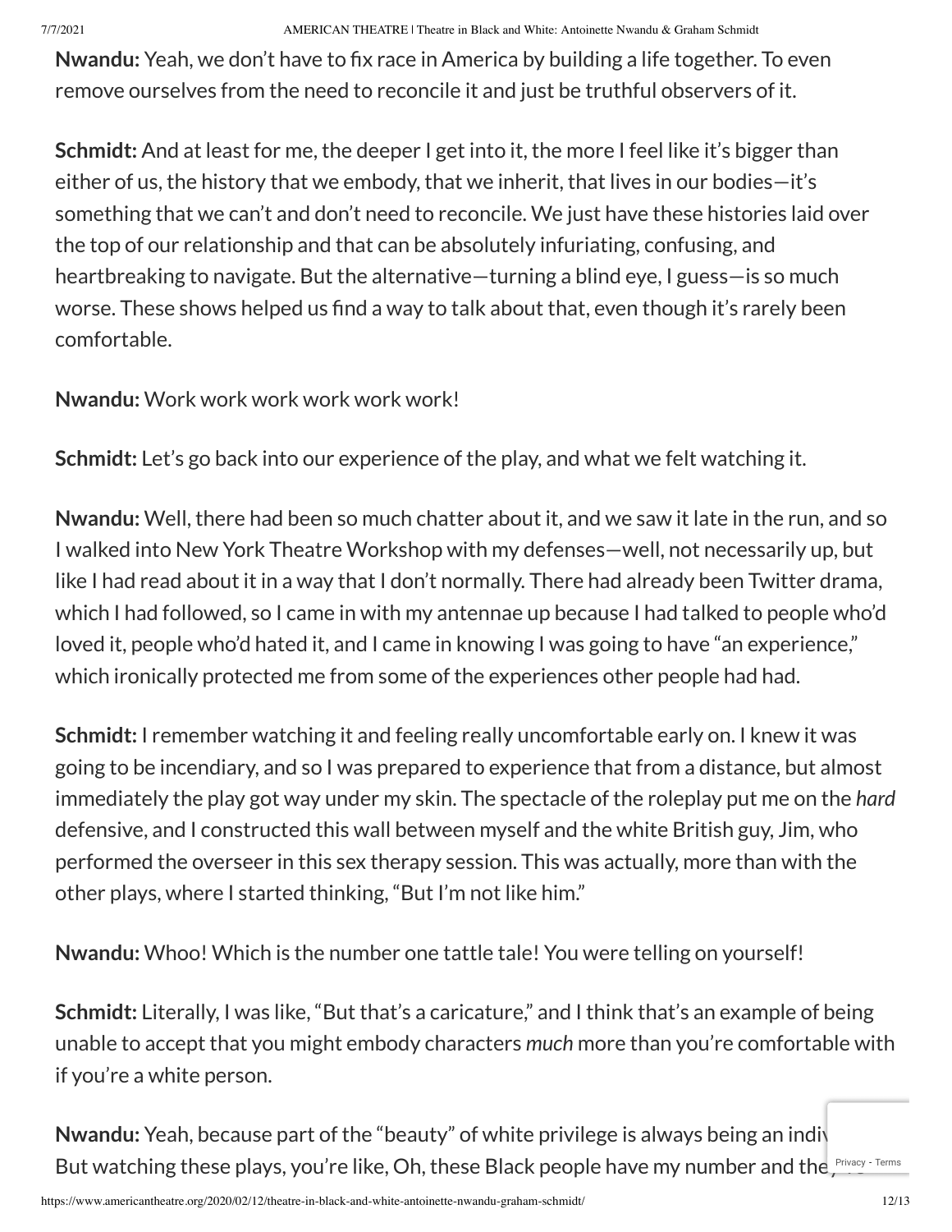**Nwandu:** Yeah, we don't have to fix race in America by building a life together. To even remove ourselves from the need to reconcile it and just be truthful observers of it.

**Schmidt:** And at least for me, the deeper I get into it, the more I feel like it's bigger than either of us, the history that we embody, that we inherit, that lives in our bodies—it's something that we can't and don't need to reconcile. We just have these histories laid over the top of our relationship and that can be absolutely infuriating, confusing, and heartbreaking to navigate. But the alternative—turning a blind eye, I guess—is so much worse. These shows helped us find a way to talk about that, even though it's rarely been comfortable.

**Nwandu:** Work work work work work work!

**Schmidt:** Let's go back into our experience of the play, and what we felt watching it.

**Nwandu:** Well, there had been so much chatter about it, and we saw it late in the run, and so I walked into New York Theatre Workshop with my defenses—well, not necessarily up, but like I had read about it in a way that I don't normally. There had already been Twitter drama, which I had followed, so I came in with my antennae up because I had talked to people who'd loved it, people who'd hated it, and I came in knowing I was going to have "an experience," which ironically protected me from some of the experiences other people had had.

**Schmidt:** I remember watching it and feeling really uncomfortable early on. I knew it was going to be incendiary, and so I was prepared to experience that from a distance, but almost immediately the play got way under my skin. The spectacle of the roleplay put me on the *hard* defensive, and I constructed this wall between myself and the white British guy, Jim, who performed the overseer in this sex therapy session. This was actually, more than with the other plays, where I started thinking, "But I'm not like him."

**Nwandu:** Whoo! Which is the number one tattle tale! You were telling on yourself!

**Schmidt:** Literally, I was like, "But that's a caricature," and I think that's an example of being unable to accept that you might embody characters *much* more than you're comfortable with if you're a white person.

**Nwandu:** Yeah, because part of the "beauty" of white privilege is always being an indiv[...] But watching these plays, you're like, Oh, these Black people have my number and the[...]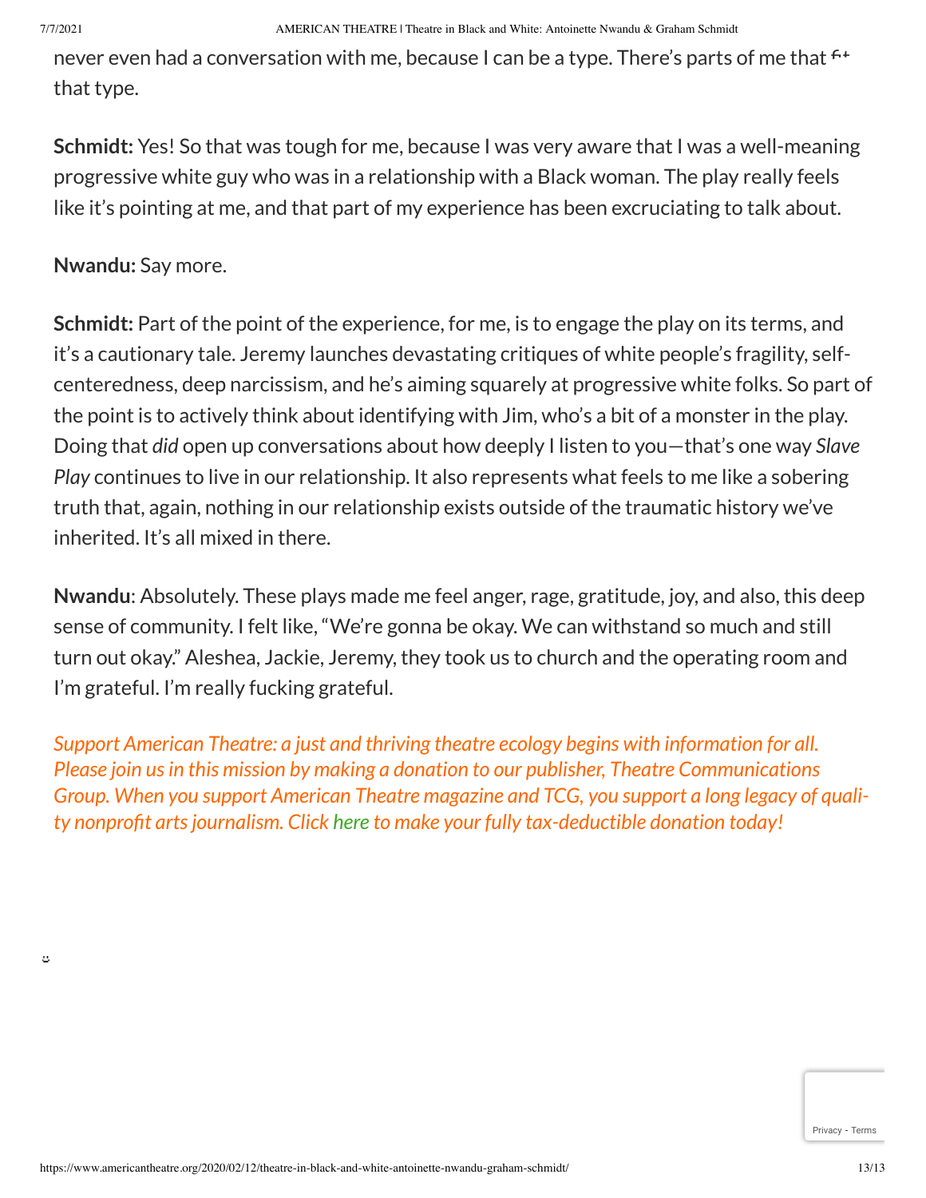never even had a conversation with me, because I can be a type. There's parts of me that fit that type.

**Schmidt:** Yes! So that was tough for me, because I was very aware that I was a well-meaning progressive white guy who was in a relationship with a Black woman. The play really feels like it's pointing at me, and that part of my experience has been excruciating to talk about.

**Nwandu:** Say more.

**Schmidt:** Part of the point of the experience, for me, is to engage the play on its terms, and it's a cautionary tale. Jeremy launches devastating critiques of white people's fragility, self-centeredness, deep narcissism, and he's aiming squarely at progressive white folks. So part of the point is to actively think about identifying with Jim, who's a bit of a monster in the play. Doing that *did* open up conversations about how deeply I listen to you—that's one way *Slave Play* continues to live in our relationship. It also represents what feels to me like a sobering truth that, again, nothing in our relationship exists outside of the traumatic history we've inherited. It's all mixed in there.

**Nwandu**: Absolutely. These plays made me feel anger, rage, gratitude, joy, and also, this deep sense of community. I felt like, "We're gonna be okay. We can withstand so much and still turn out okay." Aleshea, Jackie, Jeremy, they took us to church and the operating room and I'm grateful. I'm really fucking grateful.

*Support American Theatre: a just and thriving theatre ecology begins with information for all. Please join us in this mission by making a donation to our publisher, Theatre Communications Group. When you support American Theatre magazine and TCG, you support a long legacy of quality nonprofit arts journalism. Click here to make your fully tax-deductible donation today!*